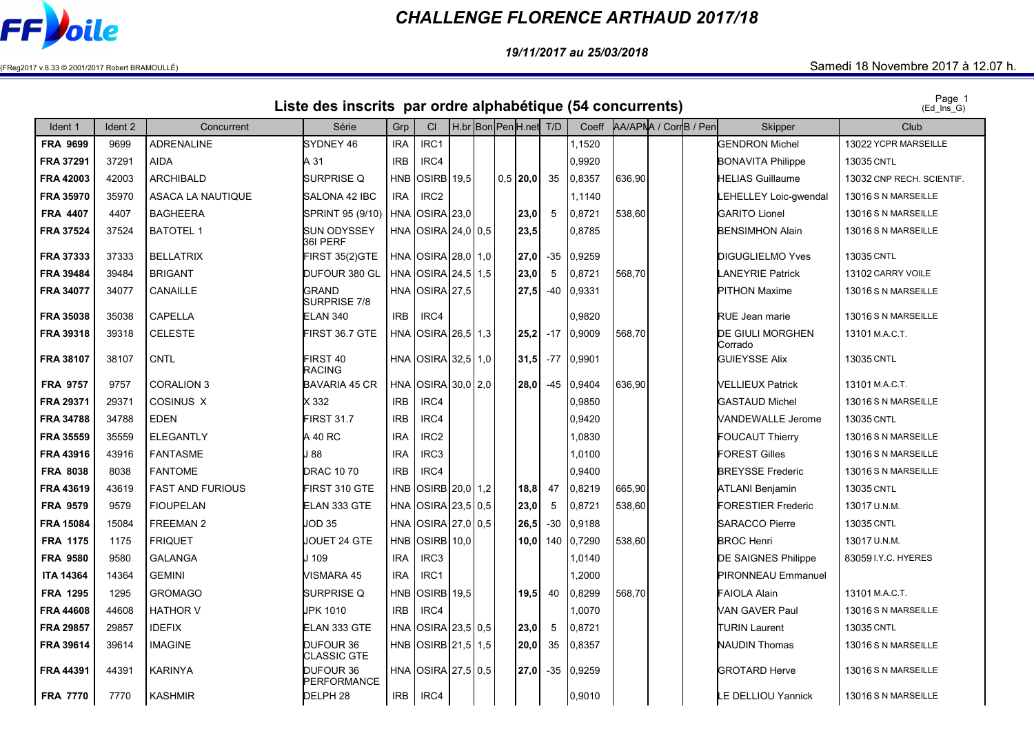FFVoile

# CHALLENGE FLORENCE ARTHAUD 2017/18

*19/11/2017 au 25/03/2018*

(FReg2017 v.8.33 © 2001/2017 Robert BRAMOULLÉ)

Samedi 18 Novembre 2017 à 12.07 h.

## Liste des inscrits par ordre alphabétique (54 concurrents)

(Ed_Ins_G)

| Ident 1 | Ident 2 | Concurrent | Série | Grp | Cl | H.br | Bon | Pen | H.net | T/D | Coeff | AA/APM | A / Corr | B / Pen | Skipper | Club |
|---|---|---|---|---|---|---|---|---|---|---|---|---|---|---|---|---|
| FRA 9699 | 9699 | ADRENALINE | SYDNEY 46 | IRA | IRC1 | | | | | | 1,1520 | | | | GENDRON Michel | 13022 YCPR MARSEILLE |
| FRA 37291 | 37291 | AIDA | A 31 | IRB | IRC4 | | | | | | 0,9920 | | | | BONAVITA Philippe | 13035 CNTL |
| FRA 42003 | 42003 | ARCHIBALD | SURPRISE Q | HNB | OSIRB | 19,5 | | 0,5 | 20,0 | 35 | 0,8357 | 636,90 | | | HELIAS Guillaume | 13032 CNP RECH. SCIENTIF. |
| FRA 35970 | 35970 | ASACA LA NAUTIQUE | SALONA 42 IBC | IRA | IRC2 | | | | | | 1,1140 | | | | LEHELLEY Loic-gwendal | 13016 S N MARSEILLE |
| FRA 4407 | 4407 | BAGHEERA | SPRINT 95 (9/10) | HNA | OSIRA | 23,0 | | | 23,0 | 5 | 0,8721 | 538,60 | | | GARITO Lionel | 13016 S N MARSEILLE |
| FRA 37524 | 37524 | BATOTEL 1 | SUN ODYSSEY 36I PERF | HNA | OSIRA | 24,0 | 0,5 | | 23,5 | | 0,8785 | | | | BENSIMHON Alain | 13016 S N MARSEILLE |
| FRA 37333 | 37333 | BELLATRIX | FIRST 35(2)GTE | HNA | OSIRA | 28,0 | 1,0 | | 27,0 | -35 | 0,9259 | | | | DIGUGLIELMO Yves | 13035 CNTL |
| FRA 39484 | 39484 | BRIGANT | DUFOUR 380 GL | HNA | OSIRA | 24,5 | 1,5 | | 23,0 | 5 | 0,8721 | 568,70 | | | LANEYRIE Patrick | 13102 CARRY VOILE |
| FRA 34077 | 34077 | CANAILLE | GRAND SURPRISE 7/8 | HNA | OSIRA | 27,5 | | | 27,5 | -40 | 0,9331 | | | | PITHON Maxime | 13016 S N MARSEILLE |
| FRA 35038 | 35038 | CAPELLA | ELAN 340 | IRB | IRC4 | | | | | | 0,9820 | | | | RUE Jean marie | 13016 S N MARSEILLE |
| FRA 39318 | 39318 | CELESTE | FIRST 36.7 GTE | HNA | OSIRA | 26,5 | 1,3 | | 25,2 | -17 | 0,9009 | 568,70 | | | DE GIULI MORGHEN Corrado | 13101 M.A.C.T. |
| FRA 38107 | 38107 | CNTL | FIRST 40 RACING | HNA | OSIRA | 32,5 | 1,0 | | 31,5 | -77 | 0,9901 | | | | GUIEYSSE Alix | 13035 CNTL |
| FRA 9757 | 9757 | CORALION 3 | BAVARIA 45 CR | HNA | OSIRA | 30,0 | 2,0 | | 28,0 | -45 | 0,9404 | 636,90 | | | VELLIEUX Patrick | 13101 M.A.C.T. |
| FRA 29371 | 29371 | COSINUS X | X 332 | IRB | IRC4 | | | | | | 0,9850 | | | | GASTAUD Michel | 13016 S N MARSEILLE |
| FRA 34788 | 34788 | EDEN | FIRST 31.7 | IRB | IRC4 | | | | | | 0,9420 | | | | VANDEWALLE Jerome | 13035 CNTL |
| FRA 35559 | 35559 | ELEGANTLY | A 40 RC | IRA | IRC2 | | | | | | 1,0830 | | | | FOUCAUT Thierry | 13016 S N MARSEILLE |
| FRA 43916 | 43916 | FANTASME | J 88 | IRA | IRC3 | | | | | | 1,0100 | | | | FOREST Gilles | 13016 S N MARSEILLE |
| FRA 8038 | 8038 | FANTOME | DRAC 10 70 | IRB | IRC4 | | | | | | 0,9400 | | | | BREYSSE Frederic | 13016 S N MARSEILLE |
| FRA 43619 | 43619 | FAST AND FURIOUS | FIRST 310 GTE | HNB | OSIRB | 20,0 | 1,2 | | 18,8 | 47 | 0,8219 | 665,90 | | | ATLANI Benjamin | 13035 CNTL |
| FRA 9579 | 9579 | FIOUPELAN | ELAN 333 GTE | HNA | OSIRA | 23,5 | 0,5 | | 23,0 | 5 | 0,8721 | 538,60 | | | FORESTIER Frederic | 13017 U.N.M. |
| FRA 15084 | 15084 | FREEMAN 2 | JOD 35 | HNA | OSIRA | 27,0 | 0,5 | | 26,5 | -30 | 0,9188 | | | | SARACCO Pierre | 13035 CNTL |
| FRA 1175 | 1175 | FRIQUET | JOUET 24 GTE | HNB | OSIRB | 10,0 | | | 10,0 | 140 | 0,7290 | 538,60 | | | BROC Henri | 13017 U.N.M. |
| FRA 9580 | 9580 | GALANGA | J 109 | IRA | IRC3 | | | | | | 1,0140 | | | | DE SAIGNES Philippe | 83059 I.Y.C. HYERES |
| ITA 14364 | 14364 | GEMINI | VISMARA 45 | IRA | IRC1 | | | | | | 1,2000 | | | | PIRONNEAU Emmanuel | |
| FRA 1295 | 1295 | GROMAGO | SURPRISE Q | HNB | OSIRB | 19,5 | | | 19,5 | 40 | 0,8299 | 568,70 | | | FAIOLA Alain | 13101 M.A.C.T. |
| FRA 44608 | 44608 | HATHOR V | JPK 1010 | IRB | IRC4 | | | | | | 1,0070 | | | | VAN GAVER Paul | 13016 S N MARSEILLE |
| FRA 29857 | 29857 | IDEFIX | ELAN 333 GTE | HNA | OSIRA | 23,5 | 0,5 | | 23,0 | 5 | 0,8721 | | | | TURIN Laurent | 13035 CNTL |
| FRA 39614 | 39614 | IMAGINE | DUFOUR 36 CLASSIC GTE | HNB | OSIRB | 21,5 | 1,5 | | 20,0 | 35 | 0,8357 | | | | NAUDIN Thomas | 13016 S N MARSEILLE |
| FRA 44391 | 44391 | KARINYA | DUFOUR 36 PERFORMANCE | HNA | OSIRA | 27,5 | 0,5 | | 27,0 | -35 | 0,9259 | | | | GROTARD Herve | 13016 S N MARSEILLE |
| FRA 7770 | 7770 | KASHMIR | DELPH 28 | IRB | IRC4 | | | | | | 0,9010 | | | | LE DELLIOU Yannick | 13016 S N MARSEILLE |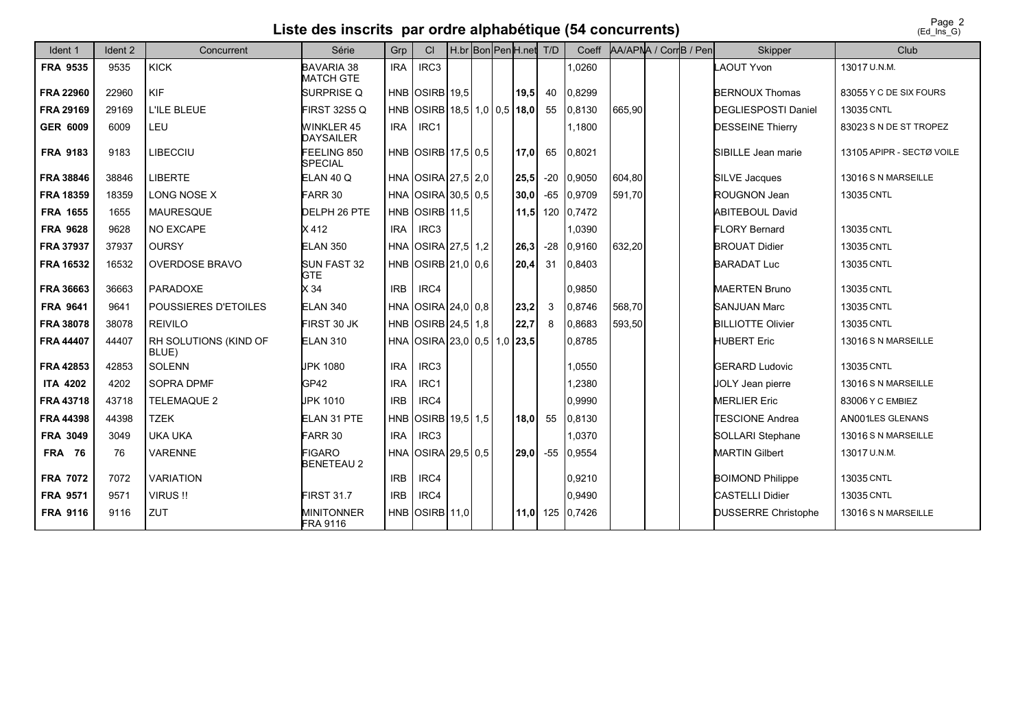# Liste des inscrits par ordre alphabétique (54 concurrents)

| Ident 1 | Ident 2 | Concurrent | Série | Grp | Cl | H.br | Bon | Pen | H.net | T/D | Coeff | AA/APM | A / Corr | B / Pen | Skipper | Club |
|---|---|---|---|---|---|---|---|---|---|---|---|---|---|---|---|---|
| **FRA 9535** | 9535 | KICK | BAVARIA 38 MATCH GTE | IRA | IRC3 | | | | | | 1,0260 | | | | LAOUT Yvon | 13017 U.N.M. |
| **FRA 22960** | 22960 | KIF | SURPRISE Q | HNB | OSIRB | 19,5 | | | **19,5** | 40 | 0,8299 | | | | BERNOUX Thomas | 83055 Y C DE SIX FOURS |
| **FRA 29169** | 29169 | L'ILE BLEUE | FIRST 32S5 Q | HNB | OSIRB | 18,5 | 1,0 | 0,5 | **18,0** | 55 | 0,8130 | 665,90 | | | DEGLIESPOSTI Daniel | 13035 CNTL |
| **GER 6009** | 6009 | LEU | WINKLER 45 DAYSAILER | IRA | IRC1 | | | | | | 1,1800 | | | | DESSEINE Thierry | 83023 S N DE ST TROPEZ |
| **FRA 9183** | 9183 | LIBECCIU | FEELING 850 SPECIAL | HNB | OSIRB | 17,5 | 0,5 | | **17,0** | 65 | 0,8021 | | | | SIBILLE Jean marie | 13105 APIPR - SECTØ VOILE |
| **FRA 38846** | 38846 | LIBERTE | ELAN 40 Q | HNA | OSIRA | 27,5 | 2,0 | | **25,5** | -20 | 0,9050 | 604,80 | | | SILVE Jacques | 13016 S N MARSEILLE |
| **FRA 18359** | 18359 | LONG NOSE X | FARR 30 | HNA | OSIRA | 30,5 | 0,5 | | **30,0** | -65 | 0,9709 | 591,70 | | | ROUGNON Jean | 13035 CNTL |
| **FRA 1655** | 1655 | MAURESQUE | DELPH 26 PTE | HNB | OSIRB | 11,5 | | | **11,5** | 120 | 0,7472 | | | | ABITEBOUL David | |
| **FRA 9628** | 9628 | NO EXCAPE | X 412 | IRA | IRC3 | | | | | | 1,0390 | | | | FLORY Bernard | 13035 CNTL |
| **FRA 37937** | 37937 | OURSY | ELAN 350 | HNA | OSIRA | 27,5 | 1,2 | | **26,3** | -28 | 0,9160 | 632,20 | | | BROUAT Didier | 13035 CNTL |
| **FRA 16532** | 16532 | OVERDOSE BRAVO | SUN FAST 32 GTE | HNB | OSIRB | 21,0 | 0,6 | | **20,4** | 31 | 0,8403 | | | | BARADAT Luc | 13035 CNTL |
| **FRA 36663** | 36663 | PARADOXE | X 34 | IRB | IRC4 | | | | | | 0,9850 | | | | MAERTEN Bruno | 13035 CNTL |
| **FRA 9641** | 9641 | POUSSIERES D'ETOILES | ELAN 340 | HNA | OSIRA | 24,0 | 0,8 | | **23,2** | 3 | 0,8746 | 568,70 | | | SANJUAN Marc | 13035 CNTL |
| **FRA 38078** | 38078 | REIVILO | FIRST 30 JK | HNB | OSIRB | 24,5 | 1,8 | | **22,7** | 8 | 0,8683 | 593,50 | | | BILLIOTTE Olivier | 13035 CNTL |
| **FRA 44407** | 44407 | RH SOLUTIONS (KIND OF BLUE) | ELAN 310 | HNA | OSIRA | 23,0 | 0,5 | 1,0 | **23,5** | | 0,8785 | | | | HUBERT Eric | 13016 S N MARSEILLE |
| **FRA 42853** | 42853 | SOLENN | JPK 1080 | IRA | IRC3 | | | | | | 1,0550 | | | | GERARD Ludovic | 13035 CNTL |
| **ITA 4202** | 4202 | SOPRA DPMF | GP42 | IRA | IRC1 | | | | | | 1,2380 | | | | JOLY Jean pierre | 13016 S N MARSEILLE |
| **FRA 43718** | 43718 | TELEMAQUE 2 | JPK 1010 | IRB | IRC4 | | | | | | 0,9990 | | | | MERLIER Eric | 83006 Y C EMBIEZ |
| **FRA 44398** | 44398 | TZEK | ELAN 31 PTE | HNB | OSIRB | 19,5 | 1,5 | | **18,0** | 55 | 0,8130 | | | | TESCIONE Andrea | AN001LES GLENANS |
| **FRA 3049** | 3049 | UKA UKA | FARR 30 | IRA | IRC3 | | | | | | 1,0370 | | | | SOLLARI Stephane | 13016 S N MARSEILLE |
| **FRA 76** | 76 | VARENNE | FIGARO BENETEAU 2 | HNA | OSIRA | 29,5 | 0,5 | | **29,0** | -55 | 0,9554 | | | | MARTIN Gilbert | 13017 U.N.M. |
| **FRA 7072** | 7072 | VARIATION | | IRB | IRC4 | | | | | | 0,9210 | | | | BOIMOND Philippe | 13035 CNTL |
| **FRA 9571** | 9571 | VIRUS !! | FIRST 31.7 | IRB | IRC4 | | | | | | 0,9490 | | | | CASTELLI Didier | 13035 CNTL |
| **FRA 9116** | 9116 | ZUT | MINITONNER FRA 9116 | HNB | OSIRB | 11,0 | | | **11,0** | 125 | 0,7426 | | | | DUSSERRE Christophe | 13016 S N MARSEILLE |